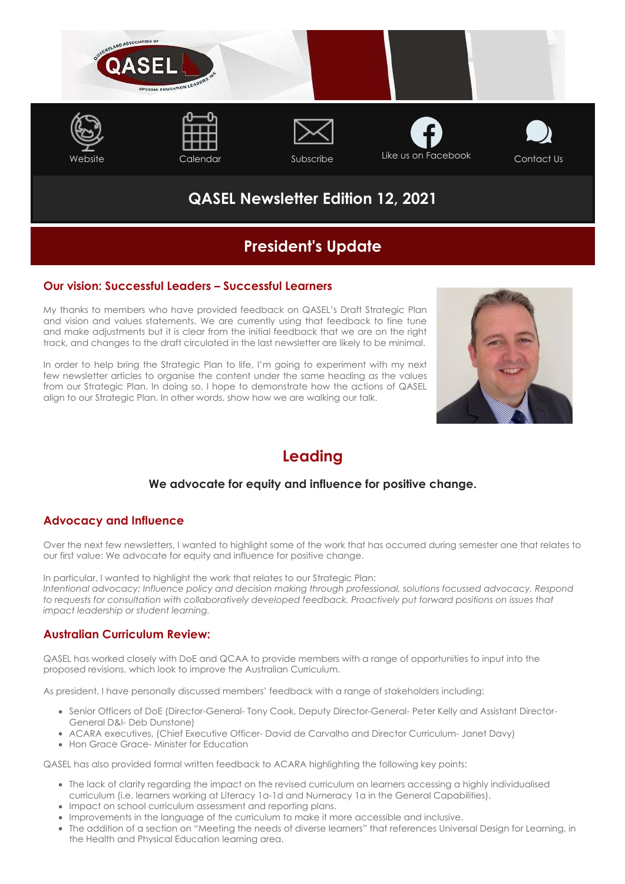Website Calendar Subscribe Like us on Facebook Contact Us

# QASEL Newsletter Edition 12, 2021

## President's Update

### Our vision: Successful Leaders – Successful Learners

My thanks to members who have provided feedback on QASEL's Draft Strategic Plan and vision and values statements. We are currently using that feedback to fine tune and make adjustments but it is clear from the initial feedback that we are on the right track, and changes to the draft circulated in the last newsletter are likely to be minimal.

In order to help bring the Strategic Plan to life, I'm going to experiment with my next few newsletter articles to organise the content under the same heading as the values from our Strategic Plan. In doing so, I hope to demonstrate how the actions of QASEL align to our Strategic Plan. In other words, show how we are walking our talk.

## Leading

**We advocate for equity and influence for positive change.**

### Advocacy and Influence

Over the next few newsletters, I wanted to highlight some of the work that has occurred during semester one that relates to our first value: We advocate for equity and influence for positive change.

In particular, I wanted to highlight the work that relates to our Strategic Plan:
*Intentional advocacy: Influence policy and decision making through professional, solutions focussed advocacy. Respond to requests for consultation with collaboratively developed feedback. Proactively put forward positions on issues that impact leadership or student learning.*

### Australian Curriculum Review:

QASEL has worked closely with DoE and QCAA to provide members with a range of opportunities to input into the proposed revisions, which look to improve the Australian Curriculum.

As president, I have personally discussed members' feedback with a range of stakeholders including:

- Senior Officers of DoE (Director-General- Tony Cook, Deputy Director-General- Peter Kelly and Assistant Director-General D&I- Deb Dunstone)
- ACARA executives, (Chief Executive Officer- David de Carvalho and Director Curriculum- Janet Davy)
- Hon Grace Grace- Minister for Education

QASEL has also provided formal written feedback to ACARA highlighting the following key points:

- The lack of clarity regarding the impact on the revised curriculum on learners accessing a highly individualised curriculum (i.e. learners working at Literacy 1a-1d and Numeracy 1a in the General Capabilities).
- Impact on school curriculum assessment and reporting plans.
- Improvements in the language of the curriculum to make it more accessible and inclusive.
- The addition of a section on "Meeting the needs of diverse learners" that references Universal Design for Learning, in the Health and Physical Education learning area.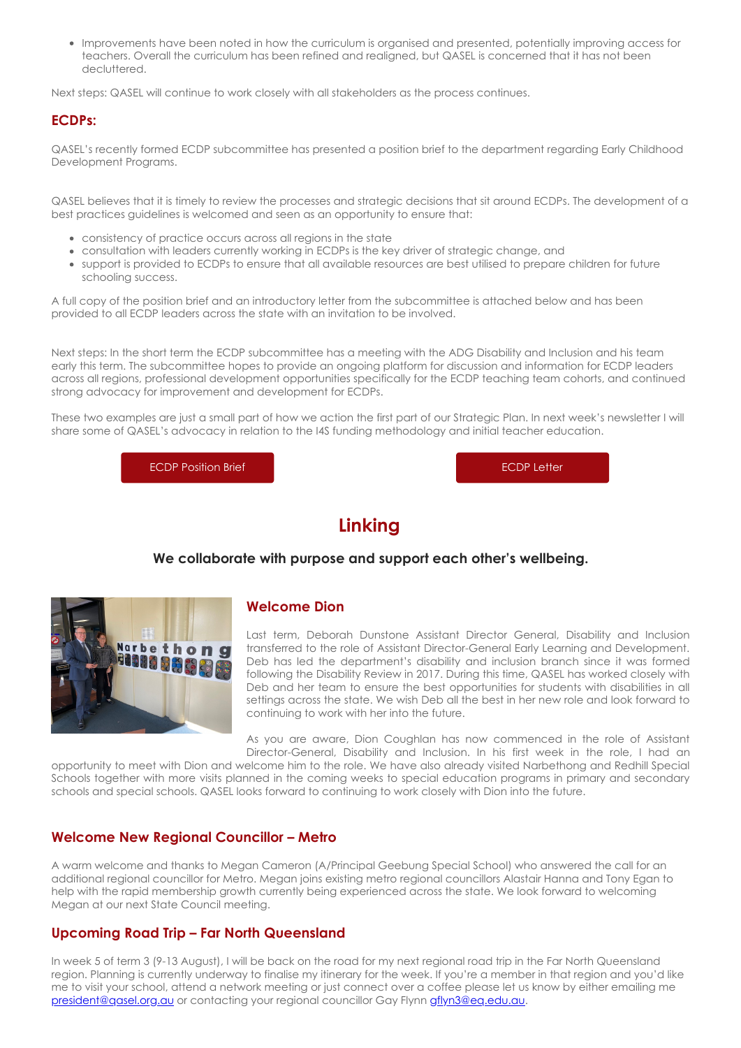- Improvements have been noted in how the curriculum is organised and presented, potentially improving access for teachers. Overall the curriculum has been refined and realigned, but QASEL is concerned that it has not been decluttered.

Next steps: QASEL will continue to work closely with all stakeholders as the process continues.

### ECDPs:

QASEL's recently formed ECDP subcommittee has presented a position brief to the department regarding Early Childhood Development Programs.

QASEL believes that it is timely to review the processes and strategic decisions that sit around ECDPs. The development of a best practices guidelines is welcomed and seen as an opportunity to ensure that:

- consistency of practice occurs across all regions in the state
- consultation with leaders currently working in ECDPs is the key driver of strategic change, and
- support is provided to ECDPs to ensure that all available resources are best utilised to prepare children for future schooling success.

A full copy of the position brief and an introductory letter from the subcommittee is attached below and has been provided to all ECDP leaders across the state with an invitation to be involved.

Next steps: In the short term the ECDP subcommittee has a meeting with the ADG Disability and Inclusion and his team early this term. The subcommittee hopes to provide an ongoing platform for discussion and information for ECDP leaders across all regions, professional development opportunities specifically for the ECDP teaching team cohorts, and continued strong advocacy for improvement and development for ECDPs.

These two examples are just a small part of how we action the first part of our Strategic Plan. In next week's newsletter I will share some of QASEL's advocacy in relation to the I4S funding methodology and initial teacher education.

ECDP Position Brief

ECDP Letter

## Linking

**We collaborate with purpose and support each other's wellbeing.**

### Welcome Dion

Last term, Deborah Dunstone Assistant Director General, Disability and Inclusion transferred to the role of Assistant Director-General Early Learning and Development. Deb has led the department's disability and inclusion branch since it was formed following the Disability Review in 2017. During this time, QASEL has worked closely with Deb and her team to ensure the best opportunities for students with disabilities in all settings across the state. We wish Deb all the best in her new role and look forward to continuing to work with her into the future.

As you are aware, Dion Coughlan has now commenced in the role of Assistant Director-General, Disability and Inclusion. In his first week in the role, I had an opportunity to meet with Dion and welcome him to the role. We have also already visited Narbethong and Redhill Special Schools together with more visits planned in the coming weeks to special education programs in primary and secondary schools and special schools. QASEL looks forward to continuing to work closely with Dion into the future.

### Welcome New Regional Councillor – Metro

A warm welcome and thanks to Megan Cameron (A/Principal Geebung Special School) who answered the call for an additional regional councillor for Metro. Megan joins existing metro regional councillors Alastair Hanna and Tony Egan to help with the rapid membership growth currently being experienced across the state. We look forward to welcoming Megan at our next State Council meeting.

### Upcoming Road Trip – Far North Queensland

In week 5 of term 3 (9-13 August), I will be back on the road for my next regional road trip in the Far North Queensland region. Planning is currently underway to finalise my itinerary for the week. If you're a member in that region and you'd like me to visit your school, attend a network meeting or just connect over a coffee please let us know by either emailing me president@qasel.org.au or contacting your regional councillor Gay Flynn gflyn3@eq.edu.au.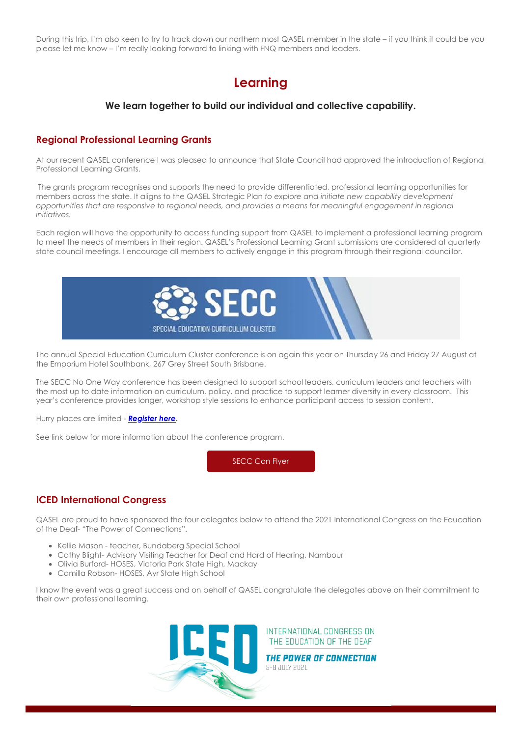During this trip, I'm also keen to try to track down our northern most QASEL member in the state – if you think it could be you please let me know – I'm really looking forward to linking with FNQ members and leaders.

# Learning

**We learn together to build our individual and collective capability.**

## Regional Professional Learning Grants

At our recent QASEL conference I was pleased to announce that State Council had approved the introduction of Regional Professional Learning Grants.

The grants program recognises and supports the need to provide differentiated, professional learning opportunities for members across the state. It aligns to the QASEL Strategic Plan *to explore and initiate new capability development opportunities that are responsive to regional needs, and provides a means for meaningful engagement in regional initiatives.*

Each region will have the opportunity to access funding support from QASEL to implement a professional learning program to meet the needs of members in their region. QASEL's Professional Learning Grant submissions are considered at quarterly state council meetings. I encourage all members to actively engage in this program through their regional councillor.

SECC
SPECIAL EDUCATION CURRICULUM CLUSTER

The annual Special Education Curriculum Cluster conference is on again this year on Thursday 26 and Friday 27 August at the Emporium Hotel Southbank, 267 Grey Street South Brisbane.

The SECC No One Way conference has been designed to support school leaders, curriculum leaders and teachers with the most up to date information on curriculum, policy, and practice to support learner diversity in every classroom. This year's conference provides longer, workshop style sessions to enhance participant access to session content.

Hurry places are limited - ***Register here***.

See link below for more information about the conference program.

SECC Con Flyer

## ICED International Congress

QASEL are proud to have sponsored the four delegates below to attend the 2021 International Congress on the Education of the Deaf- "The Power of Connections".

- Kellie Mason - teacher, Bundaberg Special School
- Cathy Blight- Advisory Visiting Teacher for Deaf and Hard of Hearing, Nambour
- Olivia Burford- HOSES, Victoria Park State High, Mackay
- Camilla Robson- HOSES, Ayr State High School

I know the event was a great success and on behalf of QASEL congratulate the delegates above on their commitment to their own professional learning.

ICED
INTERNATIONAL CONGRESS ON THE EDUCATION OF THE DEAF
THE POWER OF CONNECTION
5-8 JULY 2021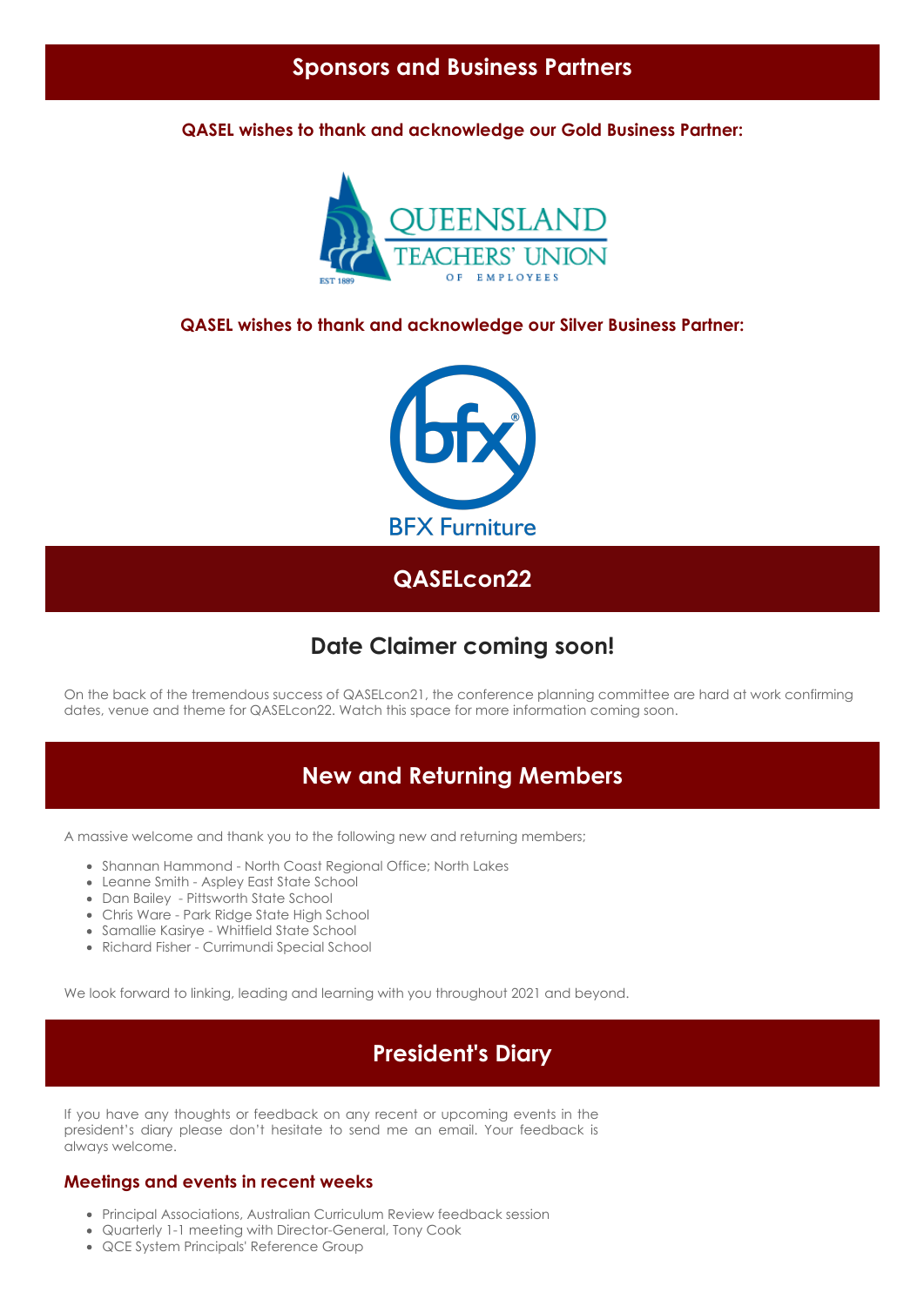## Sponsors and Business Partners

**QASEL wishes to thank and acknowledge our Gold Business Partner:**

QUEENSLAND TEACHERS' UNION OF EMPLOYEES

EST 1889

**QASEL wishes to thank and acknowledge our Silver Business Partner:**

BFX Furniture

## QASELcon22

### Date Claimer coming soon!

On the back of the tremendous success of QASELcon21, the conference planning committee are hard at work confirming dates, venue and theme for QASELcon22. Watch this space for more information coming soon.

## New and Returning Members

A massive welcome and thank you to the following new and returning members;

- Shannan Hammond - North Coast Regional Office; North Lakes
- Leanne Smith - Aspley East State School
- Dan Bailey - Pittsworth State School
- Chris Ware - Park Ridge State High School
- Samallie Kasirye - Whitfield State School
- Richard Fisher - Currimundi Special School

We look forward to linking, leading and learning with you throughout 2021 and beyond.

## President's Diary

If you have any thoughts or feedback on any recent or upcoming events in the president's diary please don't hesitate to send me an email. Your feedback is always welcome.

### Meetings and events in recent weeks

- Principal Associations, Australian Curriculum Review feedback session
- Quarterly 1-1 meeting with Director-General, Tony Cook
- QCE System Principals' Reference Group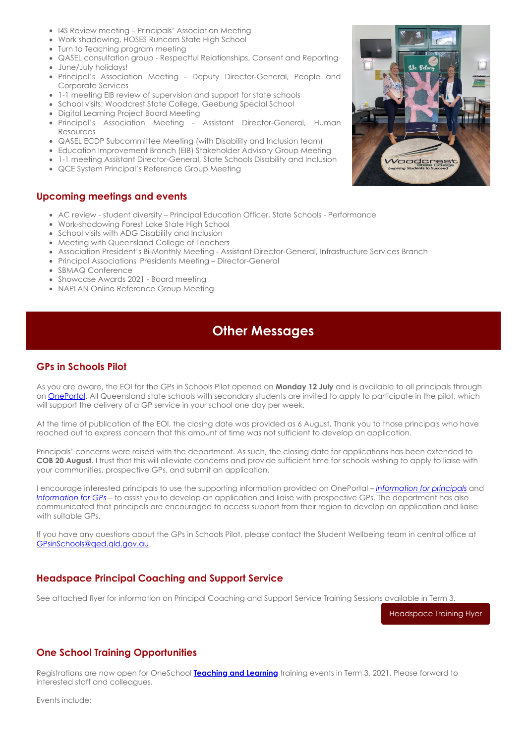- I4S Review meeting – Principals' Association Meeting
- Work shadowing, HOSES Runcorn State High School
- Turn to Teaching program meeting
- QASEL consultation group - Respectful Relationships, Consent and Reporting
- June/July holidays!
- Principal's Association Meeting - Deputy Director-General, People and Corporate Services
- 1-1 meeting EIB review of supervision and support for state schools
- School visits: Woodcrest State College, Geebung Special School
- Digital Learning Project Board Meeting
- Principal's Association Meeting - Assistant Director-General, Human Resources
- QASEL ECDP Subcommittee Meeting (with Disability and Inclusion team)
- Education Improvement Branch (EIB) Stakeholder Advisory Group Meeting
- 1-1 meeting Assistant Director-General, State Schools Disability and Inclusion
- QCE System Principal's Reference Group Meeting

## Upcoming meetings and events

- AC review - student diversity – Principal Education Officer, State Schools - Performance
- Work-shadowing Forest Lake State High School
- School visits with ADG Disability and Inclusion
- Meeting with Queensland College of Teachers
- Association President's Bi-Monthly Meeting - Assistant Director-General, Infrastructure Services Branch
- Principal Associations' Presidents Meeting – Director-General
- SBMAQ Conference
- Showcase Awards 2021 - Board meeting
- NAPLAN Online Reference Group Meeting

# Other Messages

## GPs in Schools Pilot

As you are aware, the EOI for the GPs in Schools Pilot opened on **Monday 12 July** and is available to all principals through on OnePortal. All Queensland state schools with secondary students are invited to apply to participate in the pilot, which will support the delivery of a GP service in your school one day per week.

At the time of publication of the EOI, the closing date was provided as 6 August. Thank you to those principals who have reached out to express concern that this amount of time was not sufficient to develop an application.

Principals' concerns were raised with the department. As such, the closing date for applications has been extended to **COB 20 August**. I trust that this will alleviate concerns and provide sufficient time for schools wishing to apply to liaise with your communities, prospective GPs, and submit an application.

I encourage interested principals to use the supporting information provided on OnePortal – *Information for principals* and *Information for GPs* – to assist you to develop an application and liaise with prospective GPs. The department has also communicated that principals are encouraged to access support from their region to develop an application and liaise with suitable GPs.

If you have any questions about the GPs in Schools Pilot, please contact the Student Wellbeing team in central office at GPsinSchools@qed.qld.gov.au

## Headspace Principal Coaching and Support Service

See attached flyer for information on Principal Coaching and Support Service Training Sessions available in Term 3.

Headspace Training Flyer

## One School Training Opportunities

Registrations are now open for OneSchool **Teaching and Learning** training events in Term 3, 2021. Please forward to interested staff and colleagues.

Events include: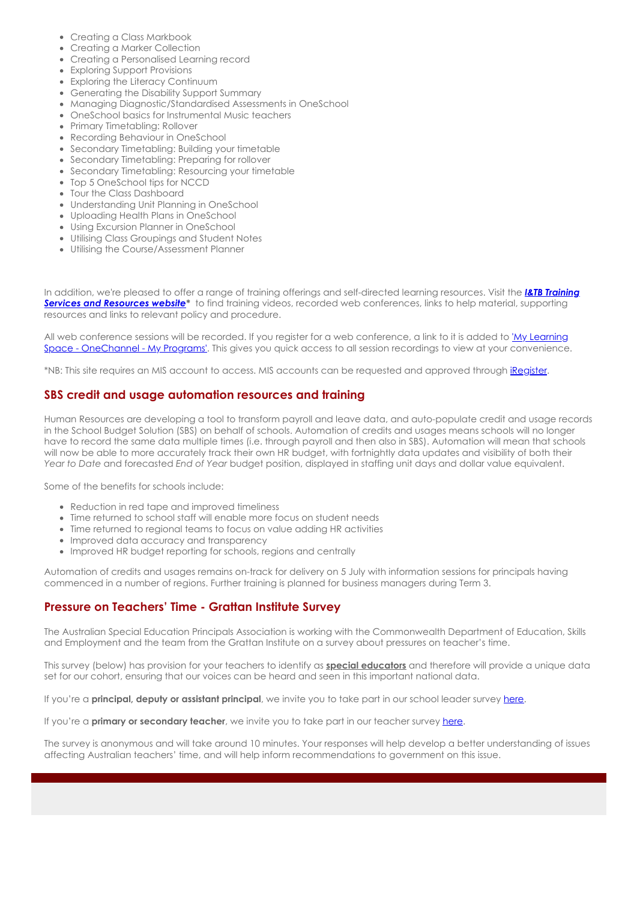- Creating a Class Markbook
- Creating a Marker Collection
- Creating a Personalised Learning record
- Exploring Support Provisions
- Exploring the Literacy Continuum
- Generating the Disability Support Summary
- Managing Diagnostic/Standardised Assessments in OneSchool
- OneSchool basics for Instrumental Music teachers
- Primary Timetabling: Rollover
- Recording Behaviour in OneSchool
- Secondary Timetabling: Building your timetable
- Secondary Timetabling: Preparing for rollover
- Secondary Timetabling: Resourcing your timetable
- Top 5 OneSchool tips for NCCD
- Tour the Class Dashboard
- Understanding Unit Planning in OneSchool
- Uploading Health Plans in OneSchool
- Using Excursion Planner in OneSchool
- Utilising Class Groupings and Student Notes
- Utilising the Course/Assessment Planner

In addition, we're pleased to offer a range of training offerings and self-directed learning resources. Visit the ***I&TB Training Services and Resources website**** to find training videos, recorded web conferences, links to help material, supporting resources and links to relevant policy and procedure.

All web conference sessions will be recorded. If you register for a web conference, a link to it is added to 'My Learning Space - OneChannel - My Programs'. This gives you quick access to all session recordings to view at your convenience.

*NB: This site requires an MIS account to access. MIS accounts can be requested and approved through iRegister.

## SBS credit and usage automation resources and training

Human Resources are developing a tool to transform payroll and leave data, and auto-populate credit and usage records in the School Budget Solution (SBS) on behalf of schools. Automation of credits and usages means schools will no longer have to record the same data multiple times (i.e. through payroll and then also in SBS). Automation will mean that schools will now be able to more accurately track their own HR budget, with fortnightly data updates and visibility of both their *Year to Date* and forecasted *End of Year* budget position, displayed in staffing unit days and dollar value equivalent.

Some of the benefits for schools include:

- Reduction in red tape and improved timeliness
- Time returned to school staff will enable more focus on student needs
- Time returned to regional teams to focus on value adding HR activities
- Improved data accuracy and transparency
- Improved HR budget reporting for schools, regions and centrally

Automation of credits and usages remains on-track for delivery on 5 July with information sessions for principals having commenced in a number of regions. Further training is planned for business managers during Term 3.

## Pressure on Teachers' Time - Grattan Institute Survey

The Australian Special Education Principals Association is working with the Commonwealth Department of Education, Skills and Employment and the team from the Grattan Institute on a survey about pressures on teacher's time.

This survey (below) has provision for your teachers to identify as **special educators** and therefore will provide a unique data set for our cohort, ensuring that our voices can be heard and seen in this important national data.

If you're a **principal, deputy or assistant principal**, we invite you to take part in our school leader survey here.

If you're a **primary or secondary teacher**, we invite you to take part in our teacher survey here.

The survey is anonymous and will take around 10 minutes. Your responses will help develop a better understanding of issues affecting Australian teachers' time, and will help inform recommendations to government on this issue.